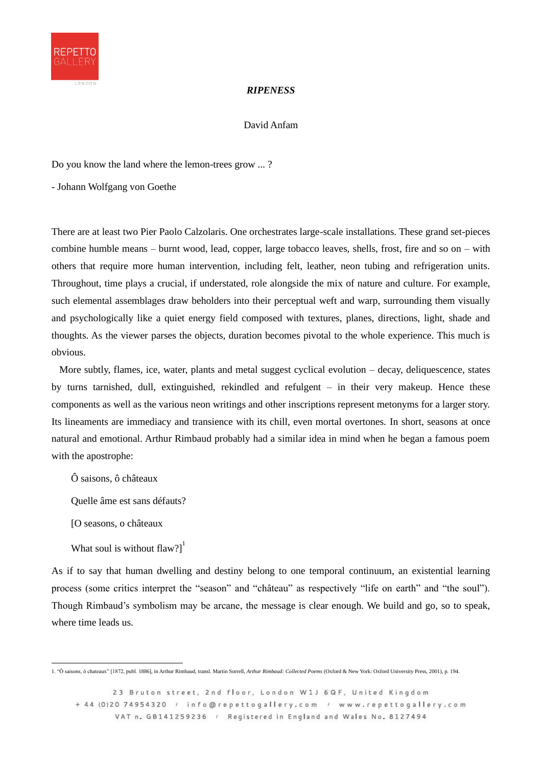***RIPENESS***

David Anfam

Do you know the land where the lemon-trees grow ... ?

- Johann Wolfgang von Goethe

There are at least two Pier Paolo Calzolaris. One orchestrates large-scale installations. These grand set-pieces combine humble means – burnt wood, lead, copper, large tobacco leaves, shells, frost, fire and so on – with others that require more human intervention, including felt, leather, neon tubing and refrigeration units. Throughout, time plays a crucial, if understated, role alongside the mix of nature and culture. For example, such elemental assemblages draw beholders into their perceptual weft and warp, surrounding them visually and psychologically like a quiet energy field composed with textures, planes, directions, light, shade and thoughts. As the viewer parses the objects, duration becomes pivotal to the whole experience. This much is obvious.

More subtly, flames, ice, water, plants and metal suggest cyclical evolution – decay, deliquescence, states by turns tarnished, dull, extinguished, rekindled and refulgent – in their very makeup. Hence these components as well as the various neon writings and other inscriptions represent metonyms for a larger story. Its lineaments are immediacy and transience with its chill, even mortal overtones. In short, seasons at once natural and emotional. Arthur Rimbaud probably had a similar idea in mind when he began a famous poem with the apostrophe:

> Ô saisons, ô châteaux
>
> Quelle âme est sans défauts?
>
> [O seasons, o châteaux
>
> What soul is without flaw?][1]

As if to say that human dwelling and destiny belong to one temporal continuum, an existential learning process (some critics interpret the "season" and "château" as respectively "life on earth" and "the soul"). Though Rimbaud's symbolism may be arcane, the message is clear enough. We build and go, so to speak, where time leads us.

---

1. "Ô saisons, ô chateaux" [1872, publ. 1886], in Arthur Rimbaud, transl. Martin Sorrell, *Arthur Rimbaud: Collected Poems* (Oxford & New York: Oxford University Press, 2001), p. 194.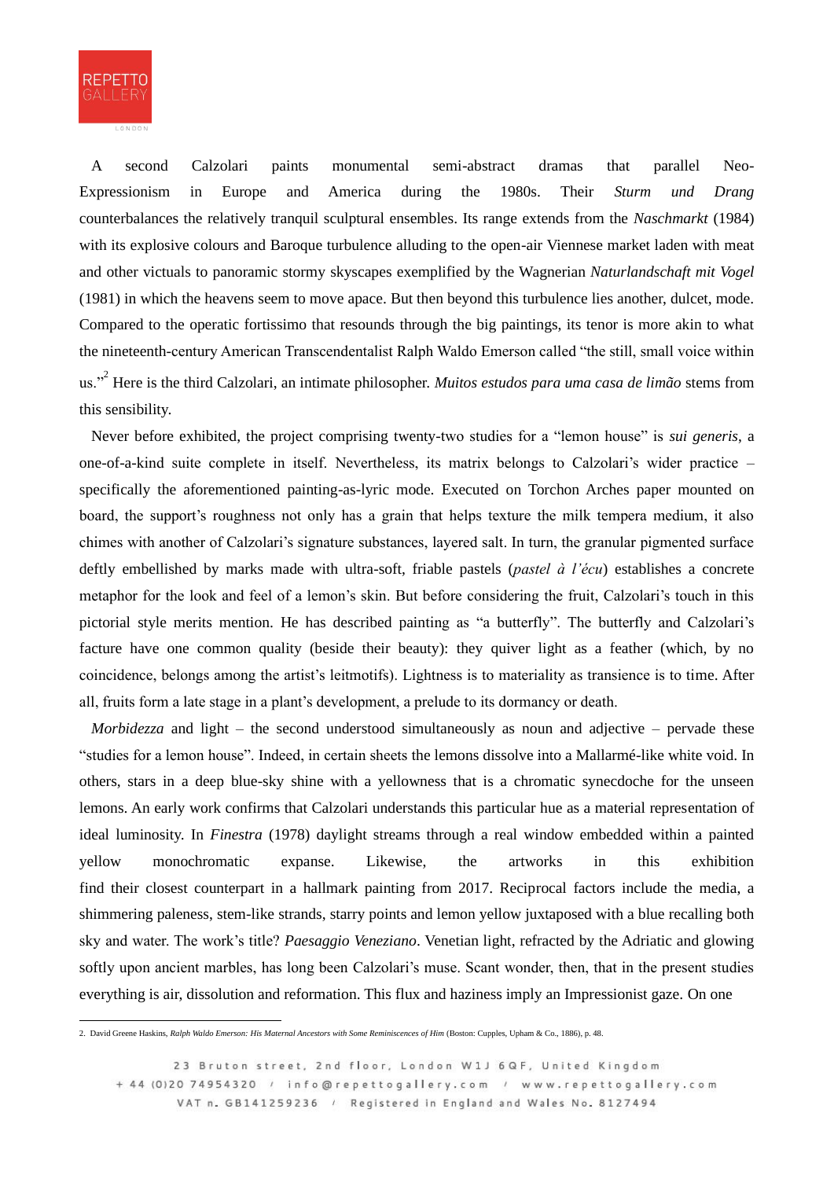A second Calzolari paints monumental semi-abstract dramas that parallel Neo-Expressionism in Europe and America during the 1980s. Their *Sturm und Drang* counterbalances the relatively tranquil sculptural ensembles. Its range extends from the *Naschmarkt* (1984) with its explosive colours and Baroque turbulence alluding to the open-air Viennese market laden with meat and other victuals to panoramic stormy skyscapes exemplified by the Wagnerian *Naturlandschaft mit Vogel* (1981) in which the heavens seem to move apace. But then beyond this turbulence lies another, dulcet, mode. Compared to the operatic fortissimo that resounds through the big paintings, its tenor is more akin to what the nineteenth-century American Transcendentalist Ralph Waldo Emerson called "the still, small voice within us."[2] Here is the third Calzolari, an intimate philosopher. *Muitos estudos para uma casa de limão* stems from this sensibility.

Never before exhibited, the project comprising twenty-two studies for a "lemon house" is *sui generis*, a one-of-a-kind suite complete in itself. Nevertheless, its matrix belongs to Calzolari's wider practice – specifically the aforementioned painting-as-lyric mode. Executed on Torchon Arches paper mounted on board, the support's roughness not only has a grain that helps texture the milk tempera medium, it also chimes with another of Calzolari's signature substances, layered salt. In turn, the granular pigmented surface deftly embellished by marks made with ultra-soft, friable pastels (*pastel à l'écu*) establishes a concrete metaphor for the look and feel of a lemon's skin. But before considering the fruit, Calzolari's touch in this pictorial style merits mention. He has described painting as "a butterfly". The butterfly and Calzolari's facture have one common quality (beside their beauty): they quiver light as a feather (which, by no coincidence, belongs among the artist's leitmotifs). Lightness is to materiality as transience is to time. After all, fruits form a late stage in a plant's development, a prelude to its dormancy or death.

*Morbidezza* and light – the second understood simultaneously as noun and adjective – pervade these "studies for a lemon house". Indeed, in certain sheets the lemons dissolve into a Mallarmé-like white void. In others, stars in a deep blue-sky shine with a yellowness that is a chromatic synecdoche for the unseen lemons. An early work confirms that Calzolari understands this particular hue as a material representation of ideal luminosity. In *Finestra* (1978) daylight streams through a real window embedded within a painted yellow monochromatic expanse. Likewise, the artworks in this exhibition find their closest counterpart in a hallmark painting from 2017. Reciprocal factors include the media, a shimmering paleness, stem-like strands, starry points and lemon yellow juxtaposed with a blue recalling both sky and water. The work's title? *Paesaggio Veneziano*. Venetian light, refracted by the Adriatic and glowing softly upon ancient marbles, has long been Calzolari's muse. Scant wonder, then, that in the present studies everything is air, dissolution and reformation. This flux and haziness imply an Impressionist gaze. On one

---

2. David Greene Haskins, *Ralph Waldo Emerson: His Maternal Ancestors with Some Reminiscences of Him* (Boston: Cupples, Upham & Co., 1886), p. 48.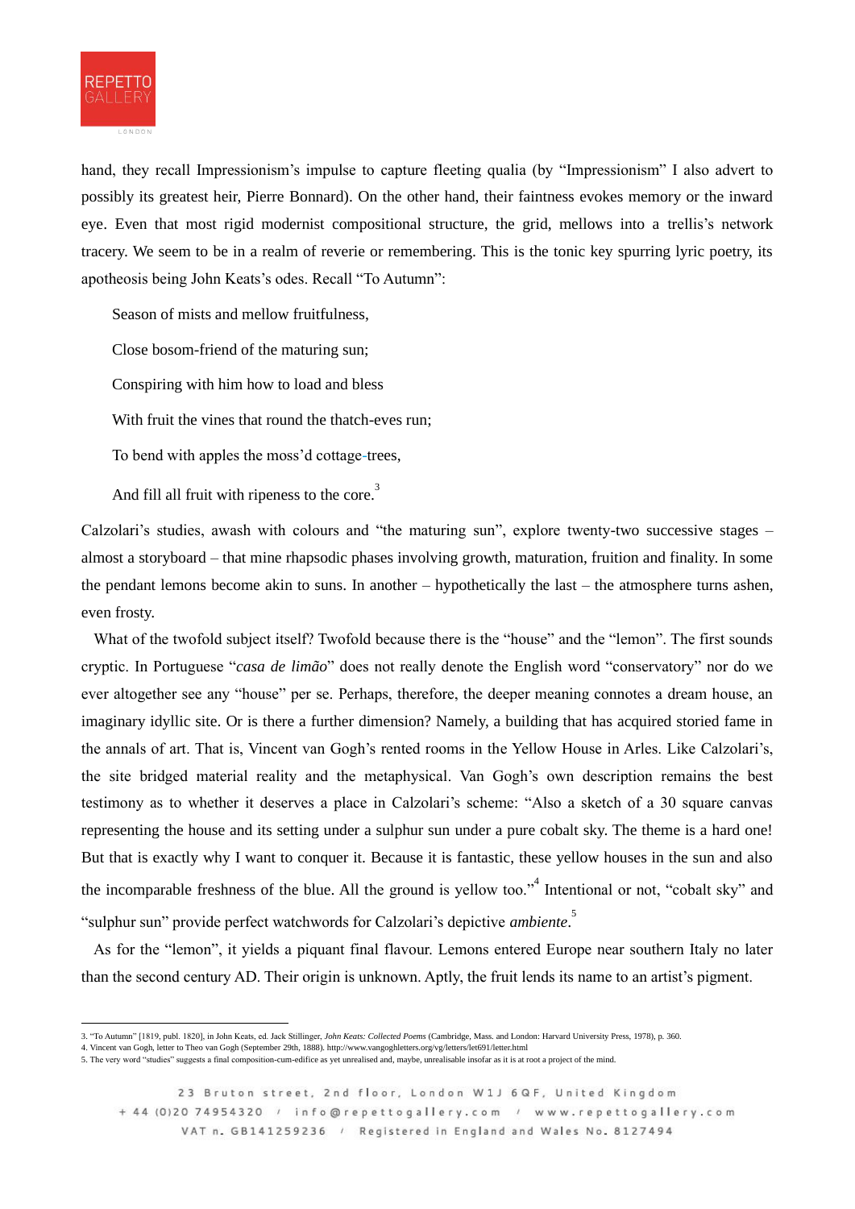hand, they recall Impressionism's impulse to capture fleeting qualia (by "Impressionism" I also advert to possibly its greatest heir, Pierre Bonnard). On the other hand, their faintness evokes memory or the inward eye. Even that most rigid modernist compositional structure, the grid, mellows into a trellis's network tracery. We seem to be in a realm of reverie or remembering. This is the tonic key spurring lyric poetry, its apotheosis being John Keats's odes. Recall "To Autumn":

> Season of mists and mellow fruitfulness,
>
> Close bosom-friend of the maturing sun;
>
> Conspiring with him how to load and bless
>
> With fruit the vines that round the thatch-eves run;
>
> To bend with apples the moss'd cottage-trees,
>
> And fill all fruit with ripeness to the core.[3]

Calzolari's studies, awash with colours and "the maturing sun", explore twenty-two successive stages – almost a storyboard – that mine rhapsodic phases involving growth, maturation, fruition and finality. In some the pendant lemons become akin to suns. In another – hypothetically the last – the atmosphere turns ashen, even frosty.

What of the twofold subject itself? Twofold because there is the "house" and the "lemon". The first sounds cryptic. In Portuguese "*casa de limão*" does not really denote the English word "conservatory" nor do we ever altogether see any "house" per se. Perhaps, therefore, the deeper meaning connotes a dream house, an imaginary idyllic site. Or is there a further dimension? Namely, a building that has acquired storied fame in the annals of art. That is, Vincent van Gogh's rented rooms in the Yellow House in Arles. Like Calzolari's, the site bridged material reality and the metaphysical. Van Gogh's own description remains the best testimony as to whether it deserves a place in Calzolari's scheme: "Also a sketch of a 30 square canvas representing the house and its setting under a sulphur sun under a pure cobalt sky. The theme is a hard one! But that is exactly why I want to conquer it. Because it is fantastic, these yellow houses in the sun and also the incomparable freshness of the blue. All the ground is yellow too."[4] Intentional or not, "cobalt sky" and "sulphur sun" provide perfect watchwords for Calzolari's depictive *ambiente*.[5]

As for the "lemon", it yields a piquant final flavour. Lemons entered Europe near southern Italy no later than the second century AD. Their origin is unknown. Aptly, the fruit lends its name to an artist's pigment.

---

3. "To Autumn" [1819, publ. 1820], in John Keats, ed. Jack Stillinger, *John Keats: Collected Poems* (Cambridge, Mass. and London: Harvard University Press, 1978), p. 360.
4. Vincent van Gogh, letter to Theo van Gogh (September 29th, 1888). http://www.vangoghletters.org/vg/letters/let691/letter.html
5. The very word "studies" suggests a final composition-cum-edifice as yet unrealised and, maybe, unrealisable insofar as it is at root a project of the mind.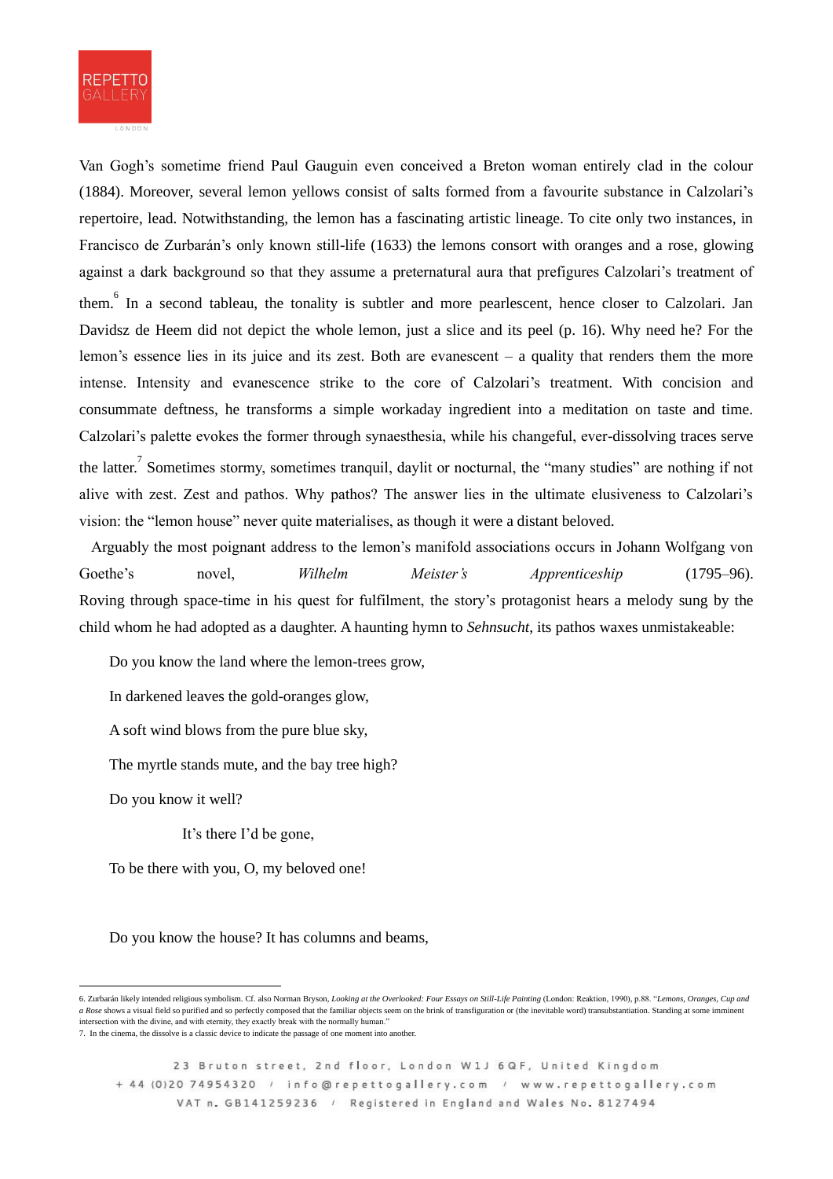Van Gogh's sometime friend Paul Gauguin even conceived a Breton woman entirely clad in the colour (1884). Moreover, several lemon yellows consist of salts formed from a favourite substance in Calzolari's repertoire, lead. Notwithstanding, the lemon has a fascinating artistic lineage. To cite only two instances, in Francisco de Zurbarán's only known still-life (1633) the lemons consort with oranges and a rose, glowing against a dark background so that they assume a preternatural aura that prefigures Calzolari's treatment of them.[6] In a second tableau, the tonality is subtler and more pearlescent, hence closer to Calzolari. Jan Davidsz de Heem did not depict the whole lemon, just a slice and its peel (p. 16). Why need he? For the lemon's essence lies in its juice and its zest. Both are evanescent – a quality that renders them the more intense. Intensity and evanescence strike to the core of Calzolari's treatment. With concision and consummate deftness, he transforms a simple workaday ingredient into a meditation on taste and time. Calzolari's palette evokes the former through synaesthesia, while his changeful, ever-dissolving traces serve the latter.[7] Sometimes stormy, sometimes tranquil, daylit or nocturnal, the "many studies" are nothing if not alive with zest. Zest and pathos. Why pathos? The answer lies in the ultimate elusiveness to Calzolari's vision: the "lemon house" never quite materialises, as though it were a distant beloved.

Arguably the most poignant address to the lemon's manifold associations occurs in Johann Wolfgang von Goethe's novel, *Wilhelm Meister's Apprenticeship* (1795–96). Roving through space-time in his quest for fulfilment, the story's protagonist hears a melody sung by the child whom he had adopted as a daughter. A haunting hymn to *Sehnsucht*, its pathos waxes unmistakeable:

> Do you know the land where the lemon-trees grow,
>
> In darkened leaves the gold-oranges glow,
>
> A soft wind blows from the pure blue sky,
>
> The myrtle stands mute, and the bay tree high?
>
> Do you know it well?
>
> It's there I'd be gone,
>
> To be there with you, O, my beloved one!
>
> Do you know the house? It has columns and beams,

---

6. Zurbarán likely intended religious symbolism. Cf. also Norman Bryson, *Looking at the Overlooked: Four Essays on Still-Life Painting* (London: Reaktion, 1990), p.88. "*Lemons, Oranges, Cup and a Rose* shows a visual field so purified and so perfectly composed that the familiar objects seem on the brink of transfiguration or (the inevitable word) transubstantiation. Standing at some imminent intersection with the divine, and with eternity, they exactly break with the normally human."

7. In the cinema, the dissolve is a classic device to indicate the passage of one moment into another.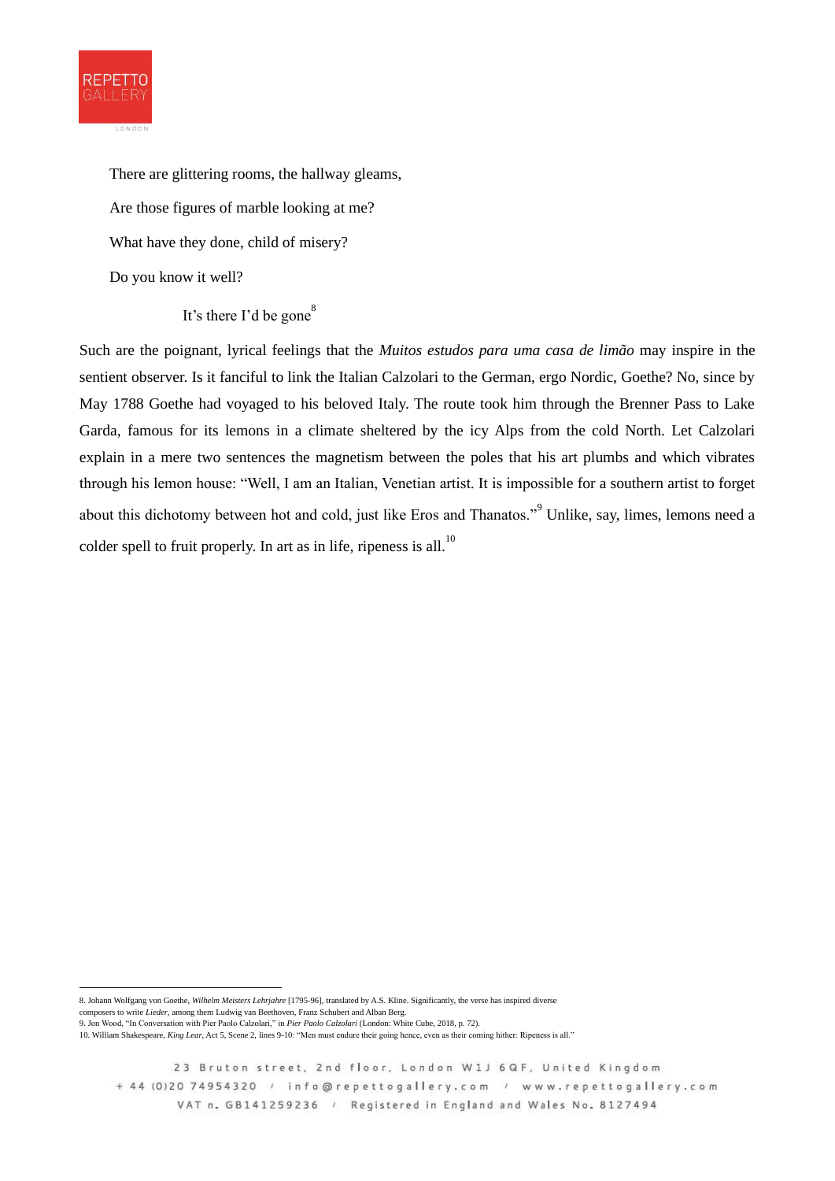There are glittering rooms, the hallway gleams,

Are those figures of marble looking at me?

What have they done, child of misery?

Do you know it well?

It's there I'd be gone[8]

Such are the poignant, lyrical feelings that the *Muitos estudos para uma casa de limão* may inspire in the sentient observer. Is it fanciful to link the Italian Calzolari to the German, ergo Nordic, Goethe? No, since by May 1788 Goethe had voyaged to his beloved Italy. The route took him through the Brenner Pass to Lake Garda, famous for its lemons in a climate sheltered by the icy Alps from the cold North. Let Calzolari explain in a mere two sentences the magnetism between the poles that his art plumbs and which vibrates through his lemon house: "Well, I am an Italian, Venetian artist. It is impossible for a southern artist to forget about this dichotomy between hot and cold, just like Eros and Thanatos."[9] Unlike, say, limes, lemons need a colder spell to fruit properly. In art as in life, ripeness is all.[10]

---

8. Johann Wolfgang von Goethe, *Wilhelm Meisters Lehrjahre* [1795-96], translated by A.S. Kline. Significantly, the verse has inspired diverse composers to write *Lieder*, among them Ludwig van Beethoven, Franz Schubert and Alban Berg.
9. Jon Wood, "In Conversation with Pier Paolo Calzolari," in *Pier Paolo Calzolari* (London: White Cube, 2018, p. 72).
10. William Shakespeare, *King Lear*, Act 5, Scene 2, lines 9-10: "Men must endure their going hence, even as their coming hither: Ripeness is all."